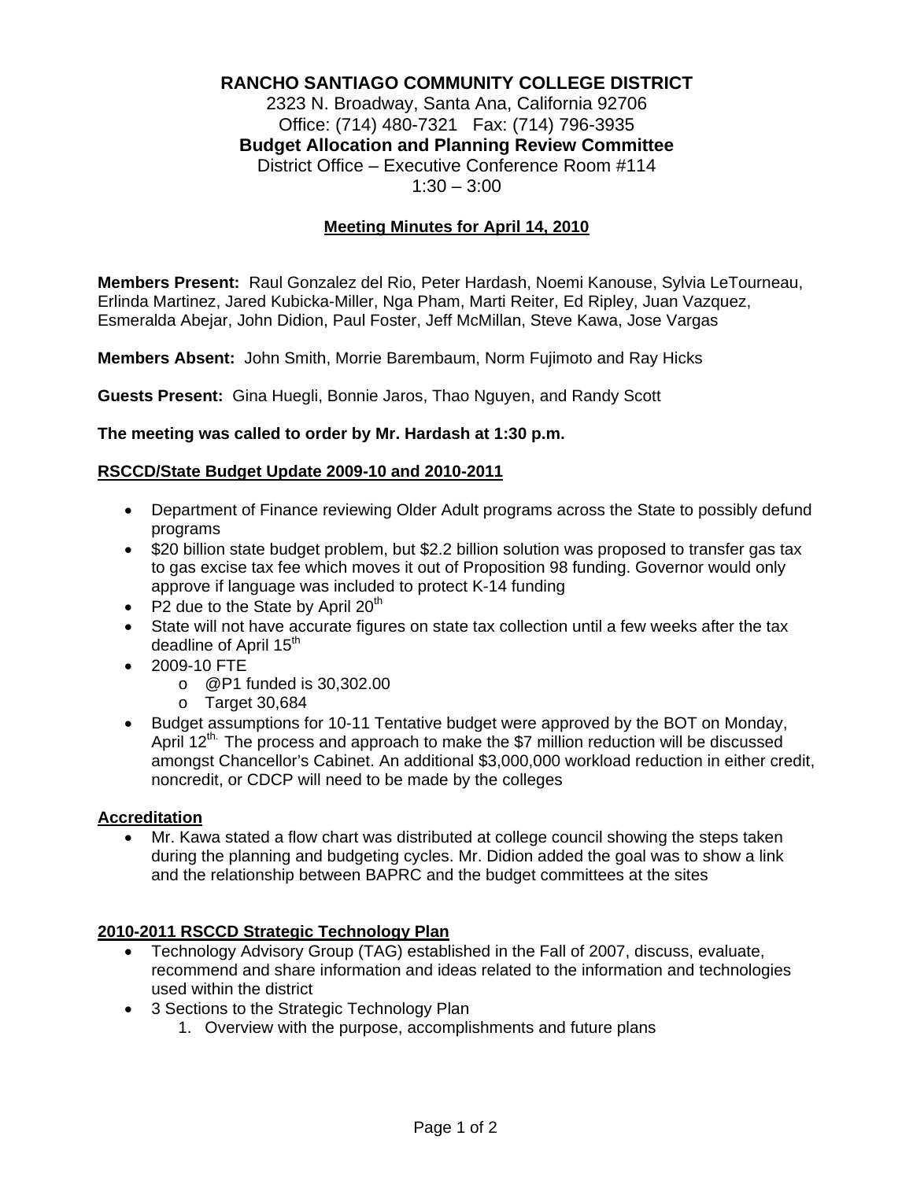# RANCHO SANTIAGO COMMUNITY COLLEGE DISTRICT

2323 N. Broadway, Santa Ana, California 92706
Office: (714) 480-7321 Fax: (714) 796-3935

**Budget Allocation and Planning Review Committee**

District Office – Executive Conference Room #114
1:30 – 3:00

## Meeting Minutes for April 14, 2010

**Members Present:** Raul Gonzalez del Rio, Peter Hardash, Noemi Kanouse, Sylvia LeTourneau, Erlinda Martinez, Jared Kubicka-Miller, Nga Pham, Marti Reiter, Ed Ripley, Juan Vazquez, Esmeralda Abejar, John Didion, Paul Foster, Jeff McMillan, Steve Kawa, Jose Vargas

**Members Absent:** John Smith, Morrie Barembaum, Norm Fujimoto and Ray Hicks

**Guests Present:** Gina Huegli, Bonnie Jaros, Thao Nguyen, and Randy Scott

**The meeting was called to order by Mr. Hardash at 1:30 p.m.**

### RSCCD/State Budget Update 2009-10 and 2010-2011

- Department of Finance reviewing Older Adult programs across the State to possibly defund programs
- \$20 billion state budget problem, but \$2.2 billion solution was proposed to transfer gas tax to gas excise tax fee which moves it out of Proposition 98 funding. Governor would only approve if language was included to protect K-14 funding
- P2 due to the State by April 20th
- State will not have accurate figures on state tax collection until a few weeks after the tax deadline of April 15th
- 2009-10 FTE
  - @P1 funded is 30,302.00
  - Target 30,684
- Budget assumptions for 10-11 Tentative budget were approved by the BOT on Monday, April 12th. The process and approach to make the \$7 million reduction will be discussed amongst Chancellor's Cabinet. An additional \$3,000,000 workload reduction in either credit, noncredit, or CDCP will need to be made by the colleges

### Accreditation

- Mr. Kawa stated a flow chart was distributed at college council showing the steps taken during the planning and budgeting cycles. Mr. Didion added the goal was to show a link and the relationship between BAPRC and the budget committees at the sites

### 2010-2011 RSCCD Strategic Technology Plan

- Technology Advisory Group (TAG) established in the Fall of 2007, discuss, evaluate, recommend and share information and ideas related to the information and technologies used within the district
- 3 Sections to the Strategic Technology Plan
  1. Overview with the purpose, accomplishments and future plans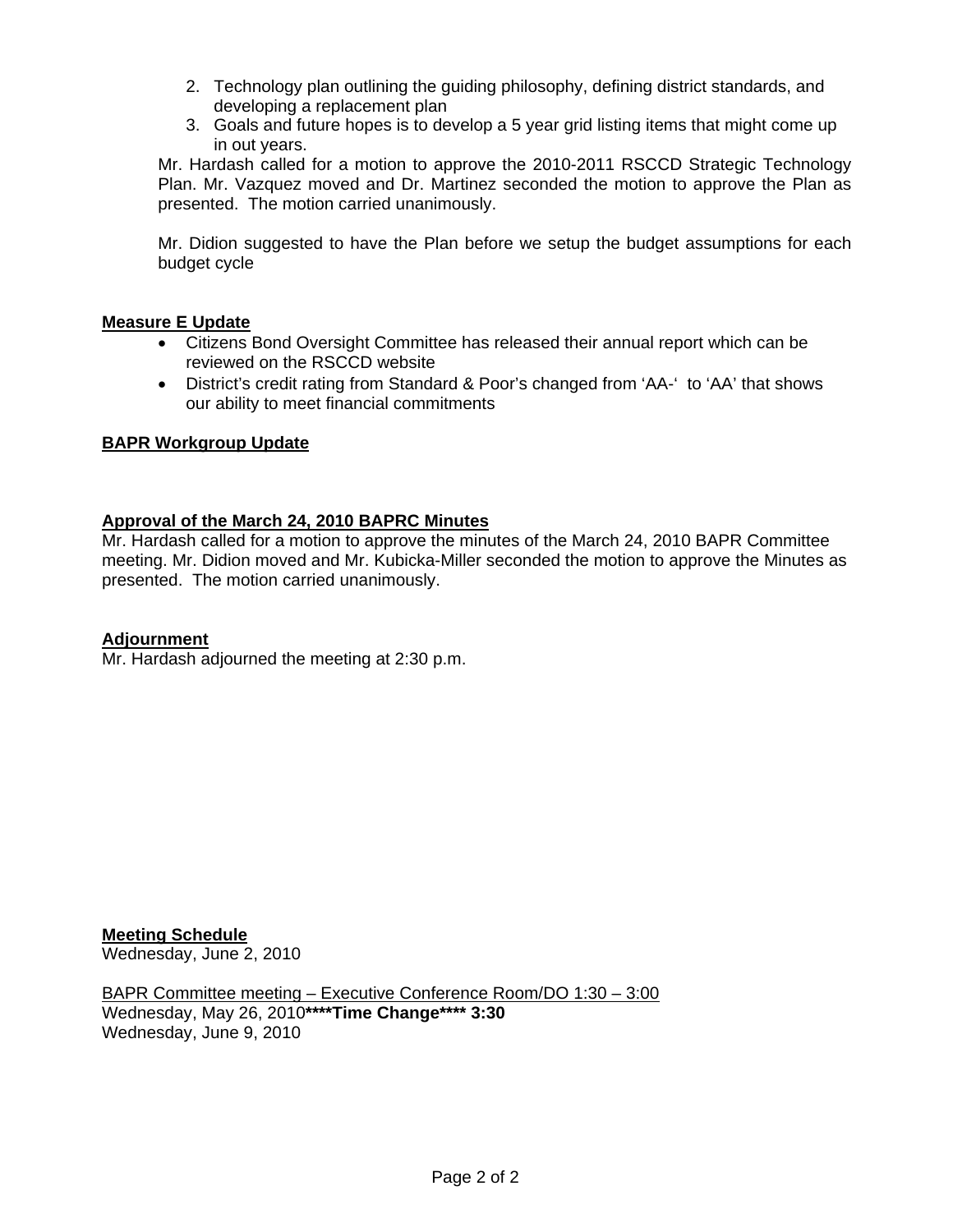2. Technology plan outlining the guiding philosophy, defining district standards, and developing a replacement plan
3. Goals and future hopes is to develop a 5 year grid listing items that might come up in out years.

Mr. Hardash called for a motion to approve the 2010-2011 RSCCD Strategic Technology Plan. Mr. Vazquez moved and Dr. Martinez seconded the motion to approve the Plan as presented. The motion carried unanimously.

Mr. Didion suggested to have the Plan before we setup the budget assumptions for each budget cycle

**Measure E Update**

- Citizens Bond Oversight Committee has released their annual report which can be reviewed on the RSCCD website
- District's credit rating from Standard & Poor's changed from 'AA-' to 'AA' that shows our ability to meet financial commitments

**BAPR Workgroup Update**

**Approval of the March 24, 2010 BAPRC Minutes**

Mr. Hardash called for a motion to approve the minutes of the March 24, 2010 BAPR Committee meeting. Mr. Didion moved and Mr. Kubicka-Miller seconded the motion to approve the Minutes as presented. The motion carried unanimously.

**Adjournment**

Mr. Hardash adjourned the meeting at 2:30 p.m.

**Meeting Schedule**

Wednesday, June 2, 2010

BAPR Committee meeting – Executive Conference Room/DO 1:30 – 3:00

Wednesday, May 26, 2010**\*\*\*\*Time Change\*\*\*\* 3:30**

Wednesday, June 9, 2010